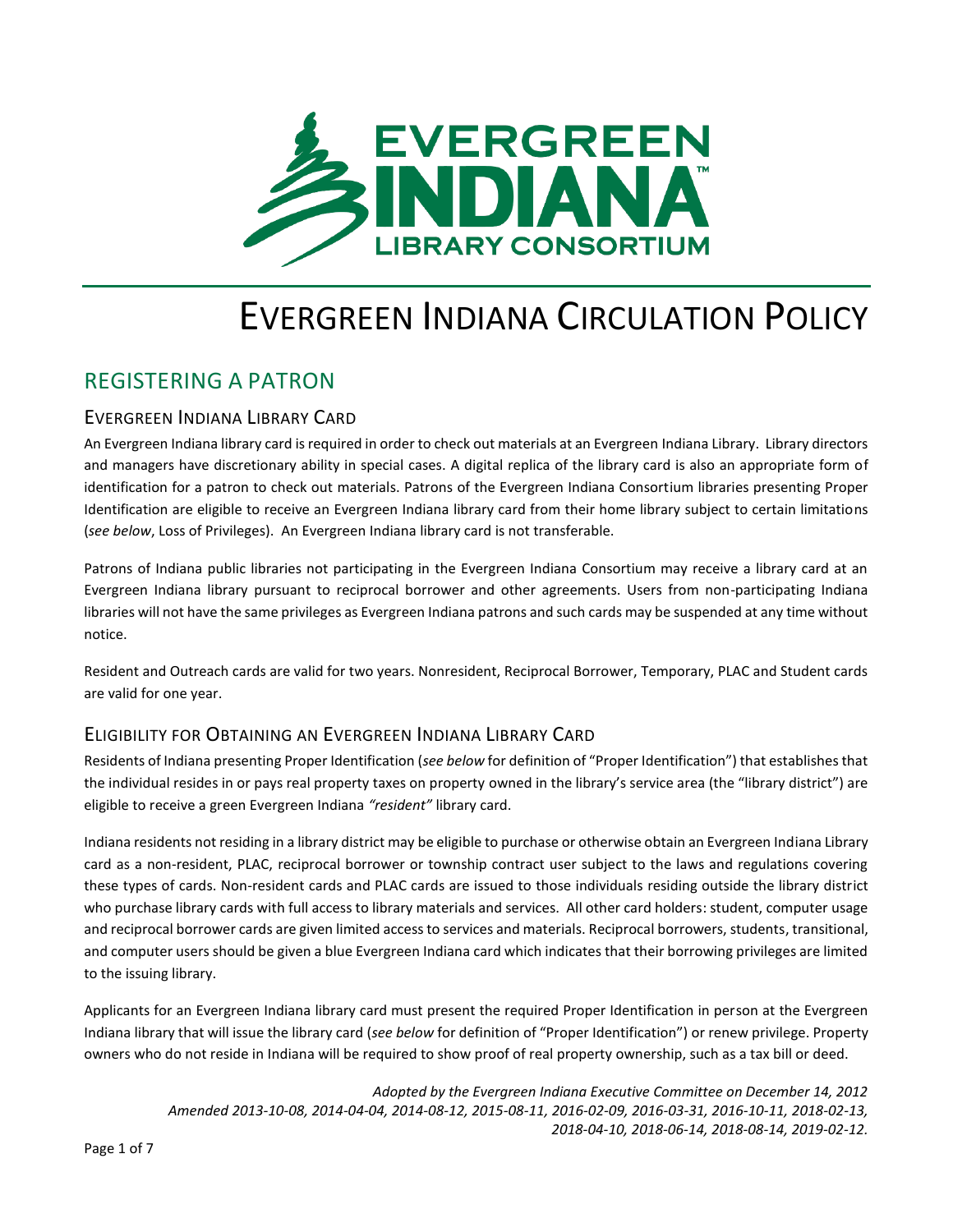# EVERGREEN INDIANA CIRCULATION POLICY

## REGISTERING A PATRON

### EVERGREEN INDIANA LIBRARY CARD

An Evergreen Indiana library card is required in order to check out materials at an Evergreen Indiana Library. Library directors and managers have discretionary ability in special cases. A digital replica of the library card is also an appropriate form of identification for a patron to check out materials. Patrons of the Evergreen Indiana Consortium libraries presenting Proper Identification are eligible to receive an Evergreen Indiana library card from their home library subject to certain limitations (*see below*, Loss of Privileges). An Evergreen Indiana library card is not transferable.

Patrons of Indiana public libraries not participating in the Evergreen Indiana Consortium may receive a library card at an Evergreen Indiana library pursuant to reciprocal borrower and other agreements. Users from non-participating Indiana libraries will not have the same privileges as Evergreen Indiana patrons and such cards may be suspended at any time without notice.

Resident and Outreach cards are valid for two years. Nonresident, Reciprocal Borrower, Temporary, PLAC and Student cards are valid for one year.

### ELIGIBILITY FOR OBTAINING AN EVERGREEN INDIANA LIBRARY CARD

Residents of Indiana presenting Proper Identification (*see below* for definition of "Proper Identification") that establishes that the individual resides in or pays real property taxes on property owned in the library's service area (the "library district") are eligible to receive a green Evergreen Indiana *"resident"* library card.

Indiana residents not residing in a library district may be eligible to purchase or otherwise obtain an Evergreen Indiana Library card as a non-resident, PLAC, reciprocal borrower or township contract user subject to the laws and regulations covering these types of cards. Non-resident cards and PLAC cards are issued to those individuals residing outside the library district who purchase library cards with full access to library materials and services. All other card holders: student, computer usage and reciprocal borrower cards are given limited access to services and materials. Reciprocal borrowers, students, transitional, and computer users should be given a blue Evergreen Indiana card which indicates that their borrowing privileges are limited to the issuing library.

Applicants for an Evergreen Indiana library card must present the required Proper Identification in person at the Evergreen Indiana library that will issue the library card (*see below* for definition of "Proper Identification") or renew privilege. Property owners who do not reside in Indiana will be required to show proof of real property ownership, such as a tax bill or deed.

*Adopted by the Evergreen Indiana Executive Committee on December 14, 2012*
*Amended 2013-10-08, 2014-04-04, 2014-08-12, 2015-08-11, 2016-02-09, 2016-03-31, 2016-10-11, 2018-02-13, 2018-04-10, 2018-06-14, 2018-08-14, 2019-02-12.*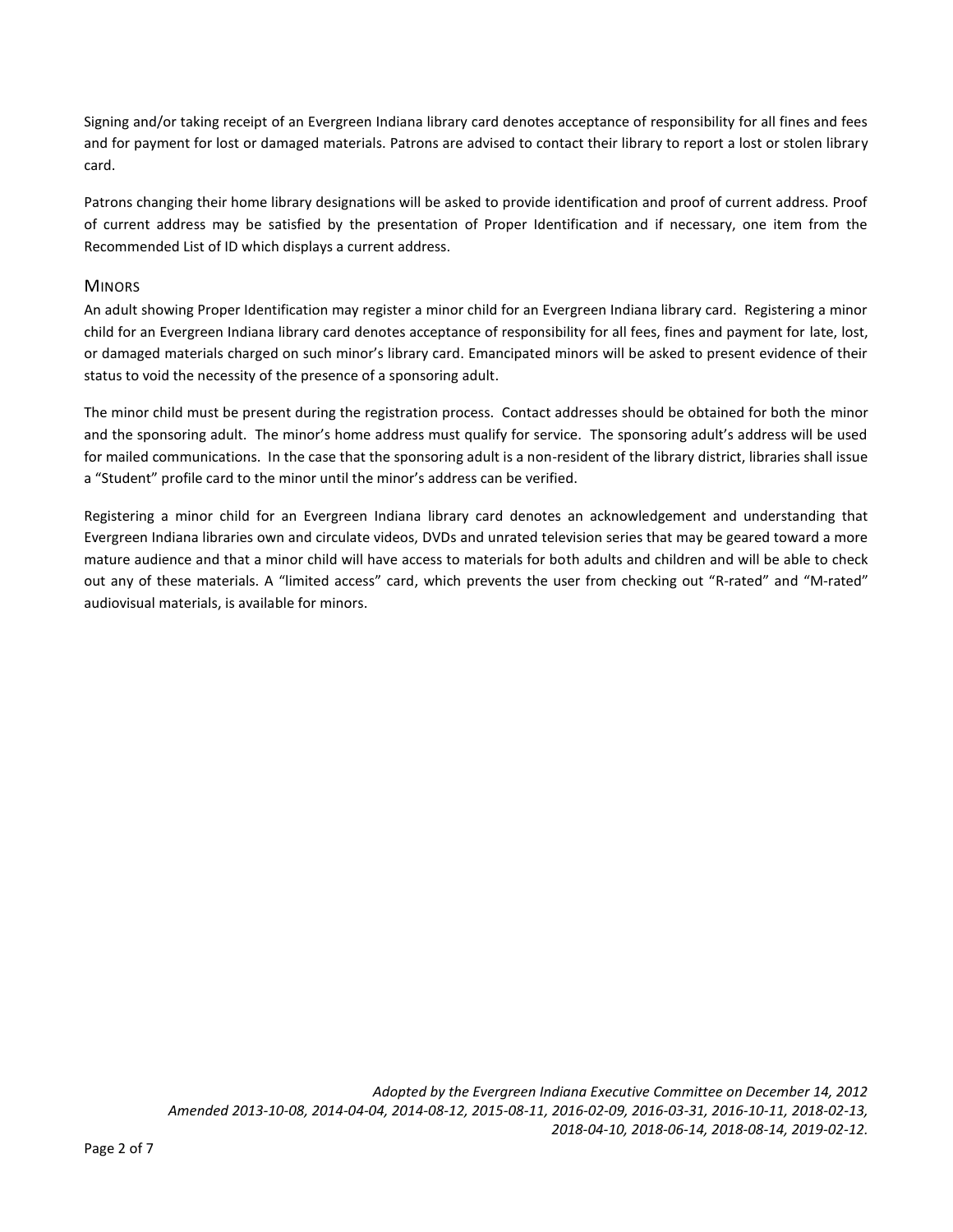Signing and/or taking receipt of an Evergreen Indiana library card denotes acceptance of responsibility for all fines and fees and for payment for lost or damaged materials. Patrons are advised to contact their library to report a lost or stolen library card.

Patrons changing their home library designations will be asked to provide identification and proof of current address. Proof of current address may be satisfied by the presentation of Proper Identification and if necessary, one item from the Recommended List of ID which displays a current address.

## Minors

An adult showing Proper Identification may register a minor child for an Evergreen Indiana library card. Registering a minor child for an Evergreen Indiana library card denotes acceptance of responsibility for all fees, fines and payment for late, lost, or damaged materials charged on such minor's library card. Emancipated minors will be asked to present evidence of their status to void the necessity of the presence of a sponsoring adult.

The minor child must be present during the registration process. Contact addresses should be obtained for both the minor and the sponsoring adult. The minor's home address must qualify for service. The sponsoring adult's address will be used for mailed communications. In the case that the sponsoring adult is a non-resident of the library district, libraries shall issue a "Student" profile card to the minor until the minor's address can be verified.

Registering a minor child for an Evergreen Indiana library card denotes an acknowledgement and understanding that Evergreen Indiana libraries own and circulate videos, DVDs and unrated television series that may be geared toward a more mature audience and that a minor child will have access to materials for both adults and children and will be able to check out any of these materials. A "limited access" card, which prevents the user from checking out "R-rated" and "M-rated" audiovisual materials, is available for minors.

*Adopted by the Evergreen Indiana Executive Committee on December 14, 2012*
*Amended 2013-10-08, 2014-04-04, 2014-08-12, 2015-08-11, 2016-02-09, 2016-03-31, 2016-10-11, 2018-02-13, 2018-04-10, 2018-06-14, 2018-08-14, 2019-02-12.*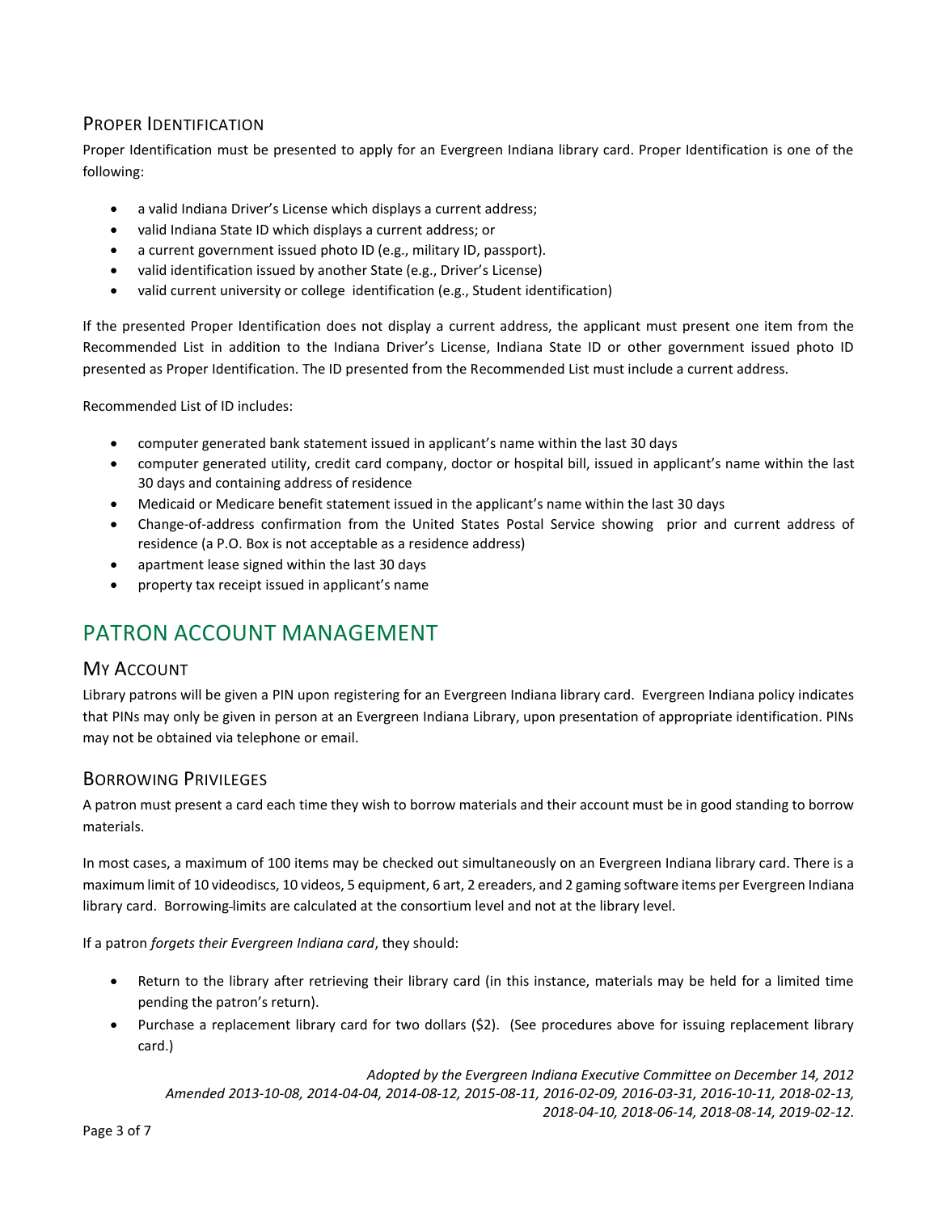### Proper Identification

Proper Identification must be presented to apply for an Evergreen Indiana library card. Proper Identification is one of the following:

- a valid Indiana Driver's License which displays a current address;
- valid Indiana State ID which displays a current address; or
- a current government issued photo ID (e.g., military ID, passport).
- valid identification issued by another State (e.g., Driver's License)
- valid current university or college identification (e.g., Student identification)

If the presented Proper Identification does not display a current address, the applicant must present one item from the Recommended List in addition to the Indiana Driver's License, Indiana State ID or other government issued photo ID presented as Proper Identification. The ID presented from the Recommended List must include a current address.

Recommended List of ID includes:

- computer generated bank statement issued in applicant's name within the last 30 days
- computer generated utility, credit card company, doctor or hospital bill, issued in applicant's name within the last 30 days and containing address of residence
- Medicaid or Medicare benefit statement issued in the applicant's name within the last 30 days
- Change-of-address confirmation from the United States Postal Service showing prior and current address of residence (a P.O. Box is not acceptable as a residence address)
- apartment lease signed within the last 30 days
- property tax receipt issued in applicant's name

## PATRON ACCOUNT MANAGEMENT

### My Account

Library patrons will be given a PIN upon registering for an Evergreen Indiana library card. Evergreen Indiana policy indicates that PINs may only be given in person at an Evergreen Indiana Library, upon presentation of appropriate identification. PINs may not be obtained via telephone or email.

### Borrowing Privileges

A patron must present a card each time they wish to borrow materials and their account must be in good standing to borrow materials.

In most cases, a maximum of 100 items may be checked out simultaneously on an Evergreen Indiana library card. There is a maximum limit of 10 videodiscs, 10 videos, 5 equipment, 6 art, 2 ereaders, and 2 gaming software items per Evergreen Indiana library card. Borrowing limits are calculated at the consortium level and not at the library level.

If a patron *forgets their Evergreen Indiana card*, they should:

- Return to the library after retrieving their library card (in this instance, materials may be held for a limited time pending the patron's return).
- Purchase a replacement library card for two dollars ($2). (See procedures above for issuing replacement library card.)

*Adopted by the Evergreen Indiana Executive Committee on December 14, 2012*
*Amended 2013-10-08, 2014-04-04, 2014-08-12, 2015-08-11, 2016-02-09, 2016-03-31, 2016-10-11, 2018-02-13, 2018-04-10, 2018-06-14, 2018-08-14, 2019-02-12.*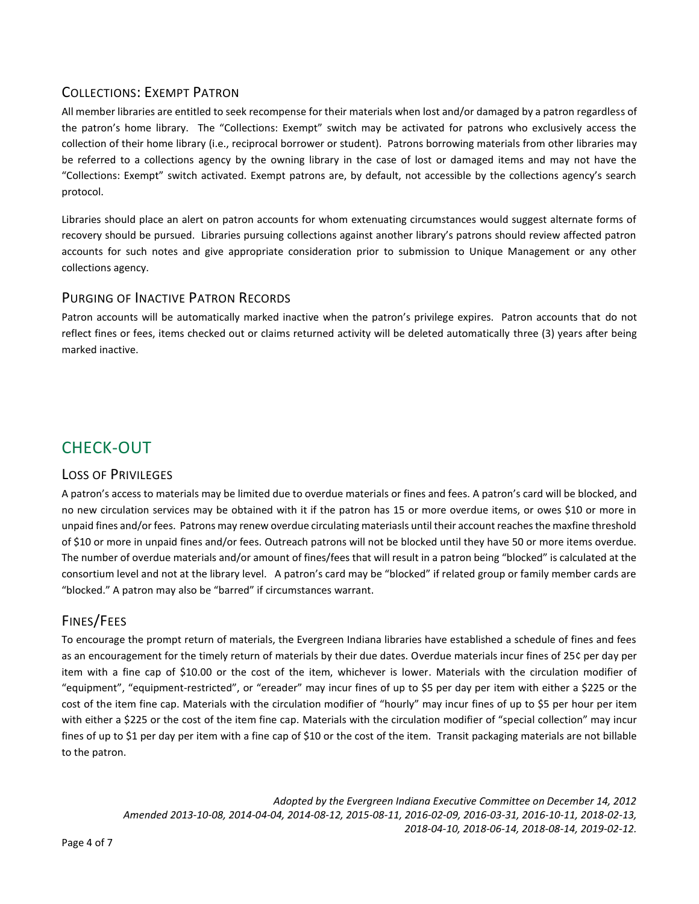## Collections: Exempt Patron

All member libraries are entitled to seek recompense for their materials when lost and/or damaged by a patron regardless of the patron's home library. The "Collections: Exempt" switch may be activated for patrons who exclusively access the collection of their home library (i.e., reciprocal borrower or student). Patrons borrowing materials from other libraries may be referred to a collections agency by the owning library in the case of lost or damaged items and may not have the "Collections: Exempt" switch activated. Exempt patrons are, by default, not accessible by the collections agency's search protocol.

Libraries should place an alert on patron accounts for whom extenuating circumstances would suggest alternate forms of recovery should be pursued. Libraries pursuing collections against another library's patrons should review affected patron accounts for such notes and give appropriate consideration prior to submission to Unique Management or any other collections agency.

## Purging of Inactive Patron Records

Patron accounts will be automatically marked inactive when the patron's privilege expires. Patron accounts that do not reflect fines or fees, items checked out or claims returned activity will be deleted automatically three (3) years after being marked inactive.

# CHECK-OUT

## Loss of Privileges

A patron's access to materials may be limited due to overdue materials or fines and fees. A patron's card will be blocked, and no new circulation services may be obtained with it if the patron has 15 or more overdue items, or owes $10 or more in unpaid fines and/or fees. Patrons may renew overdue circulating materiasls until their account reaches the maxfine threshold of $10 or more in unpaid fines and/or fees. Outreach patrons will not be blocked until they have 50 or more items overdue. The number of overdue materials and/or amount of fines/fees that will result in a patron being "blocked" is calculated at the consortium level and not at the library level. A patron's card may be "blocked" if related group or family member cards are "blocked." A patron may also be "barred" if circumstances warrant.

## Fines/Fees

To encourage the prompt return of materials, the Evergreen Indiana libraries have established a schedule of fines and fees as an encouragement for the timely return of materials by their due dates. Overdue materials incur fines of 25¢ per day per item with a fine cap of $10.00 or the cost of the item, whichever is lower. Materials with the circulation modifier of "equipment", "equipment-restricted", or "ereader" may incur fines of up to $5 per day per item with either a $225 or the cost of the item fine cap. Materials with the circulation modifier of "hourly" may incur fines of up to $5 per hour per item with either a $225 or the cost of the item fine cap. Materials with the circulation modifier of "special collection" may incur fines of up to $1 per day per item with a fine cap of $10 or the cost of the item. Transit packaging materials are not billable to the patron.

*Adopted by the Evergreen Indiana Executive Committee on December 14, 2012*
*Amended 2013-10-08, 2014-04-04, 2014-08-12, 2015-08-11, 2016-02-09, 2016-03-31, 2016-10-11, 2018-02-13, 2018-04-10, 2018-06-14, 2018-08-14, 2019-02-12.*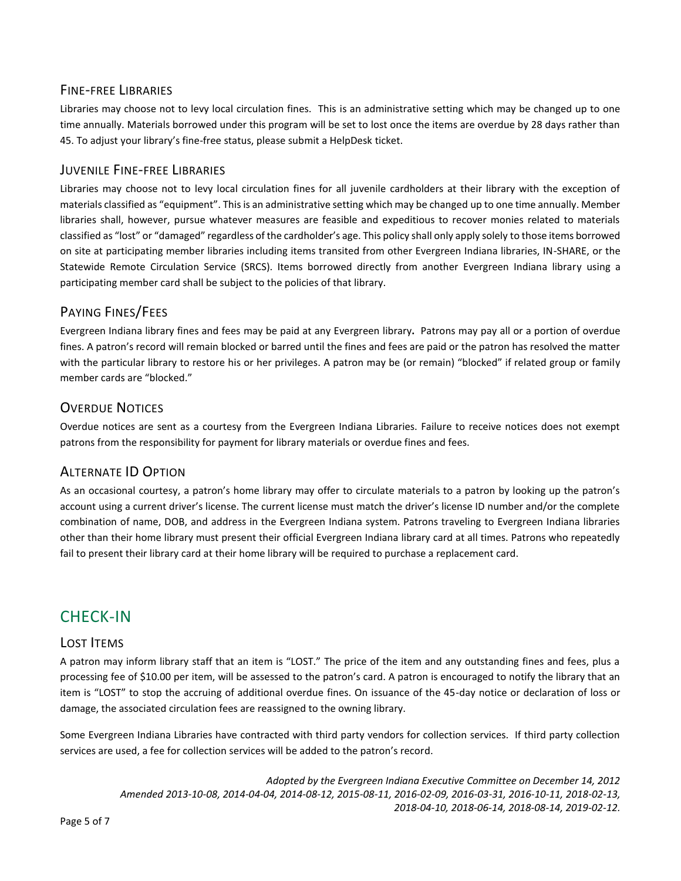### Fine-free Libraries

Libraries may choose not to levy local circulation fines. This is an administrative setting which may be changed up to one time annually. Materials borrowed under this program will be set to lost once the items are overdue by 28 days rather than 45. To adjust your library's fine-free status, please submit a HelpDesk ticket.

### Juvenile Fine-free Libraries

Libraries may choose not to levy local circulation fines for all juvenile cardholders at their library with the exception of materials classified as "equipment". This is an administrative setting which may be changed up to one time annually. Member libraries shall, however, pursue whatever measures are feasible and expeditious to recover monies related to materials classified as "lost" or "damaged" regardless of the cardholder's age. This policy shall only apply solely to those items borrowed on site at participating member libraries including items transited from other Evergreen Indiana libraries, IN-SHARE, or the Statewide Remote Circulation Service (SRCS). Items borrowed directly from another Evergreen Indiana library using a participating member card shall be subject to the policies of that library.

### Paying Fines/Fees

Evergreen Indiana library fines and fees may be paid at any Evergreen library**.** Patrons may pay all or a portion of overdue fines. A patron's record will remain blocked or barred until the fines and fees are paid or the patron has resolved the matter with the particular library to restore his or her privileges. A patron may be (or remain) "blocked" if related group or family member cards are "blocked."

### Overdue Notices

Overdue notices are sent as a courtesy from the Evergreen Indiana Libraries. Failure to receive notices does not exempt patrons from the responsibility for payment for library materials or overdue fines and fees.

### Alternate ID Option

As an occasional courtesy, a patron's home library may offer to circulate materials to a patron by looking up the patron's account using a current driver's license. The current license must match the driver's license ID number and/or the complete combination of name, DOB, and address in the Evergreen Indiana system. Patrons traveling to Evergreen Indiana libraries other than their home library must present their official Evergreen Indiana library card at all times. Patrons who repeatedly fail to present their library card at their home library will be required to purchase a replacement card.

## CHECK-IN

### Lost Items

A patron may inform library staff that an item is "LOST." The price of the item and any outstanding fines and fees, plus a processing fee of $10.00 per item, will be assessed to the patron's card. A patron is encouraged to notify the library that an item is "LOST" to stop the accruing of additional overdue fines. On issuance of the 45-day notice or declaration of loss or damage, the associated circulation fees are reassigned to the owning library.

Some Evergreen Indiana Libraries have contracted with third party vendors for collection services. If third party collection services are used, a fee for collection services will be added to the patron's record.

*Adopted by the Evergreen Indiana Executive Committee on December 14, 2012*
*Amended 2013-10-08, 2014-04-04, 2014-08-12, 2015-08-11, 2016-02-09, 2016-03-31, 2016-10-11, 2018-02-13, 2018-04-10, 2018-06-14, 2018-08-14, 2019-02-12.*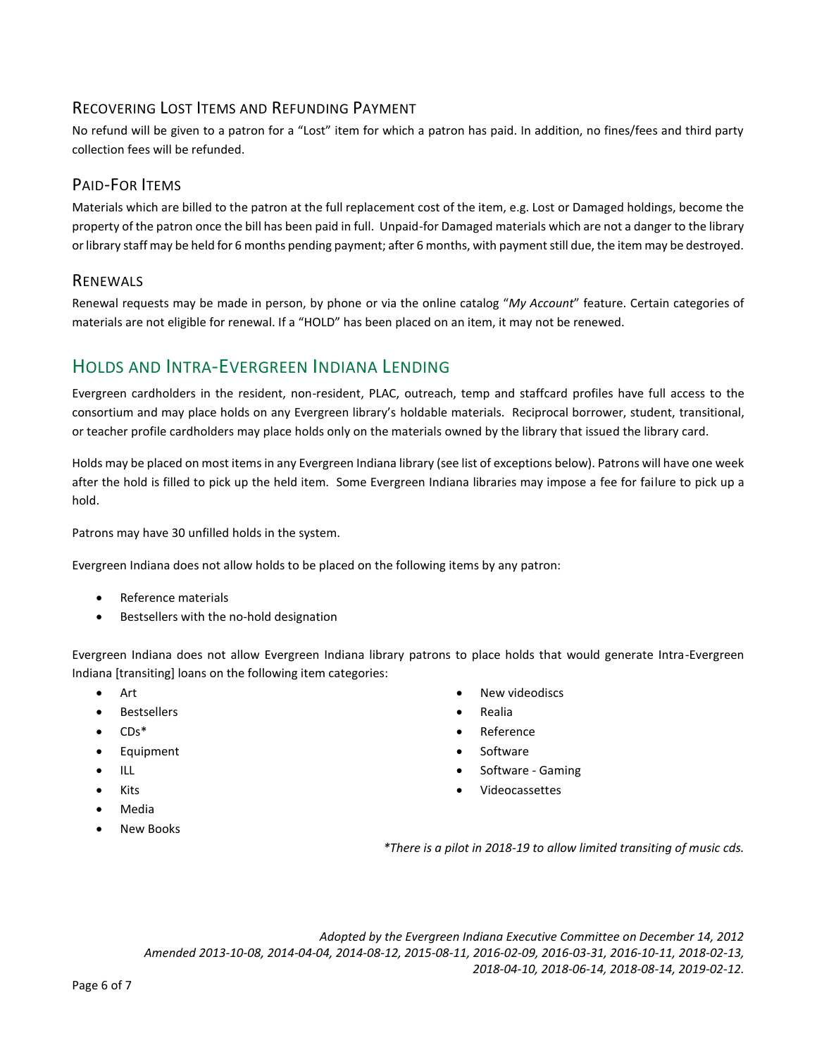### Recovering Lost Items and Refunding Payment

No refund will be given to a patron for a "Lost" item for which a patron has paid. In addition, no fines/fees and third party collection fees will be refunded.

### Paid-For Items

Materials which are billed to the patron at the full replacement cost of the item, e.g. Lost or Damaged holdings, become the property of the patron once the bill has been paid in full. Unpaid-for Damaged materials which are not a danger to the library or library staff may be held for 6 months pending payment; after 6 months, with payment still due, the item may be destroyed.

### Renewals

Renewal requests may be made in person, by phone or via the online catalog "*My Account*" feature. Certain categories of materials are not eligible for renewal. If a "HOLD" has been placed on an item, it may not be renewed.

## Holds and Intra-Evergreen Indiana Lending

Evergreen cardholders in the resident, non-resident, PLAC, outreach, temp and staffcard profiles have full access to the consortium and may place holds on any Evergreen library's holdable materials. Reciprocal borrower, student, transitional, or teacher profile cardholders may place holds only on the materials owned by the library that issued the library card.

Holds may be placed on most items in any Evergreen Indiana library (see list of exceptions below). Patrons will have one week after the hold is filled to pick up the held item. Some Evergreen Indiana libraries may impose a fee for failure to pick up a hold.

Patrons may have 30 unfilled holds in the system.

Evergreen Indiana does not allow holds to be placed on the following items by any patron:

- Reference materials
- Bestsellers with the no-hold designation

Evergreen Indiana does not allow Evergreen Indiana library patrons to place holds that would generate Intra-Evergreen Indiana [transiting] loans on the following item categories:

- Art
- Bestsellers
- CDs*
- Equipment
- ILL
- Kits
- Media
- New Books
- New videodiscs
- Realia
- Reference
- Software
- Software - Gaming
- Videocassettes

*\*There is a pilot in 2018-19 to allow limited transiting of music cds.*

*Adopted by the Evergreen Indiana Executive Committee on December 14, 2012*
*Amended 2013-10-08, 2014-04-04, 2014-08-12, 2015-08-11, 2016-02-09, 2016-03-31, 2016-10-11, 2018-02-13, 2018-04-10, 2018-06-14, 2018-08-14, 2019-02-12.*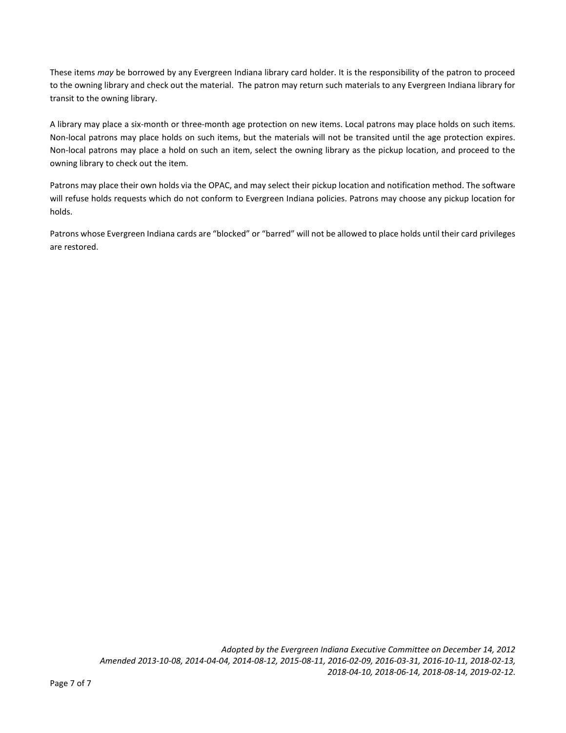These items *may* be borrowed by any Evergreen Indiana library card holder. It is the responsibility of the patron to proceed to the owning library and check out the material. The patron may return such materials to any Evergreen Indiana library for transit to the owning library.

A library may place a six-month or three-month age protection on new items. Local patrons may place holds on such items. Non-local patrons may place holds on such items, but the materials will not be transited until the age protection expires. Non-local patrons may place a hold on such an item, select the owning library as the pickup location, and proceed to the owning library to check out the item.

Patrons may place their own holds via the OPAC, and may select their pickup location and notification method. The software will refuse holds requests which do not conform to Evergreen Indiana policies. Patrons may choose any pickup location for holds.

Patrons whose Evergreen Indiana cards are "blocked" or "barred" will not be allowed to place holds until their card privileges are restored.

*Adopted by the Evergreen Indiana Executive Committee on December 14, 2012*
*Amended 2013-10-08, 2014-04-04, 2014-08-12, 2015-08-11, 2016-02-09, 2016-03-31, 2016-10-11, 2018-02-13, 2018-04-10, 2018-06-14, 2018-08-14, 2019-02-12.*